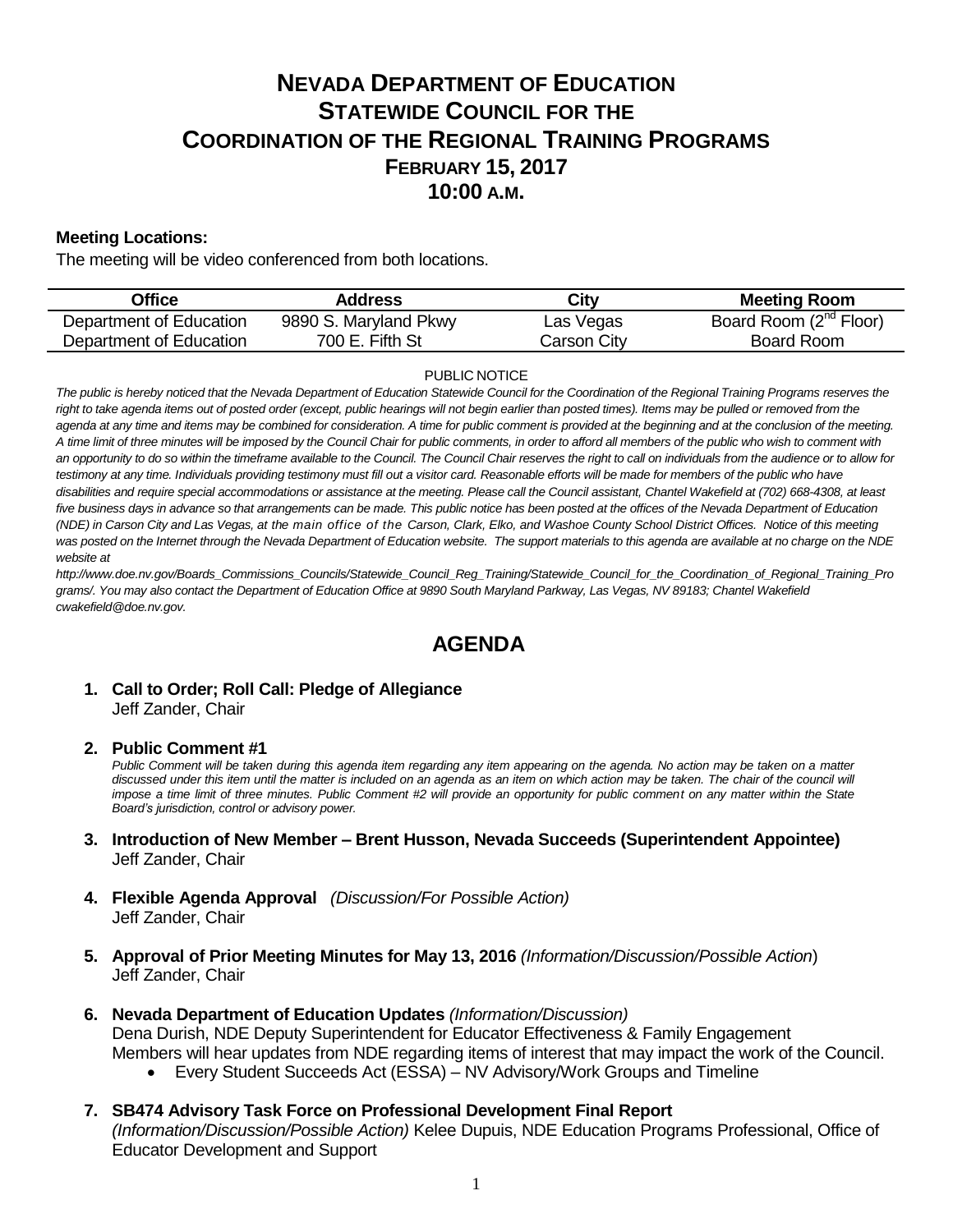# NEVADA DEPARTMENT OF EDUCATION
# STATEWIDE COUNCIL FOR THE COORDINATION OF THE REGIONAL TRAINING PROGRAMS
## FEBRUARY 15, 2017
## 10:00 A.M.

**Meeting Locations:**

The meeting will be video conferenced from both locations.

| Office | Address | City | Meeting Room |
|---|---|---|---|
| Department of Education | 9890 S. Maryland Pkwy | Las Vegas | Board Room (2nd Floor) |
| Department of Education | 700 E. Fifth St | Carson City | Board Room |

PUBLIC NOTICE

*The public is hereby noticed that the Nevada Department of Education Statewide Council for the Coordination of the Regional Training Programs reserves the right to take agenda items out of posted order (except, public hearings will not begin earlier than posted times). Items may be pulled or removed from the agenda at any time and items may be combined for consideration. A time for public comment is provided at the beginning and at the conclusion of the meeting. A time limit of three minutes will be imposed by the Council Chair for public comments, in order to afford all members of the public who wish to comment with an opportunity to do so within the timeframe available to the Council. The Council Chair reserves the right to call on individuals from the audience or to allow for testimony at any time. Individuals providing testimony must fill out a visitor card. Reasonable efforts will be made for members of the public who have disabilities and require special accommodations or assistance at the meeting. Please call the Council assistant, Chantel Wakefield at (702) 668-4308, at least five business days in advance so that arrangements can be made. This public notice has been posted at the offices of the Nevada Department of Education (NDE) in Carson City and Las Vegas, at the main office of the Carson, Clark, Elko, and Washoe County School District Offices. Notice of this meeting was posted on the Internet through the Nevada Department of Education website. The support materials to this agenda are available at no charge on the NDE website at http://www.doe.nv.gov/Boards_Commissions_Councils/Statewide_Council_Reg_Training/Statewide_Council_for_the_Coordination_of_Regional_Training_Programs/. You may also contact the Department of Education Office at 9890 South Maryland Parkway, Las Vegas, NV 89183; Chantel Wakefield cwakefield@doe.nv.gov.*

# AGENDA

1. **Call to Order; Roll Call: Pledge of Allegiance**
   Jeff Zander, Chair

2. **Public Comment #1**
   *Public Comment will be taken during this agenda item regarding any item appearing on the agenda. No action may be taken on a matter discussed under this item until the matter is included on an agenda as an item on which action may be taken. The chair of the council will impose a time limit of three minutes. Public Comment #2 will provide an opportunity for public comment on any matter within the State Board's jurisdiction, control or advisory power.*

3. **Introduction of New Member – Brent Husson, Nevada Succeeds (Superintendent Appointee)**
   Jeff Zander, Chair

4. **Flexible Agenda Approval** *(Discussion/For Possible Action)*
   Jeff Zander, Chair

5. **Approval of Prior Meeting Minutes for May 13, 2016** *(Information/Discussion/Possible Action)*
   Jeff Zander, Chair

6. **Nevada Department of Education Updates** *(Information/Discussion)*
   Dena Durish, NDE Deputy Superintendent for Educator Effectiveness & Family Engagement
   Members will hear updates from NDE regarding items of interest that may impact the work of the Council.
   - Every Student Succeeds Act (ESSA) – NV Advisory/Work Groups and Timeline

7. **SB474 Advisory Task Force on Professional Development Final Report**
   *(Information/Discussion/Possible Action)* Kelee Dupuis, NDE Education Programs Professional, Office of Educator Development and Support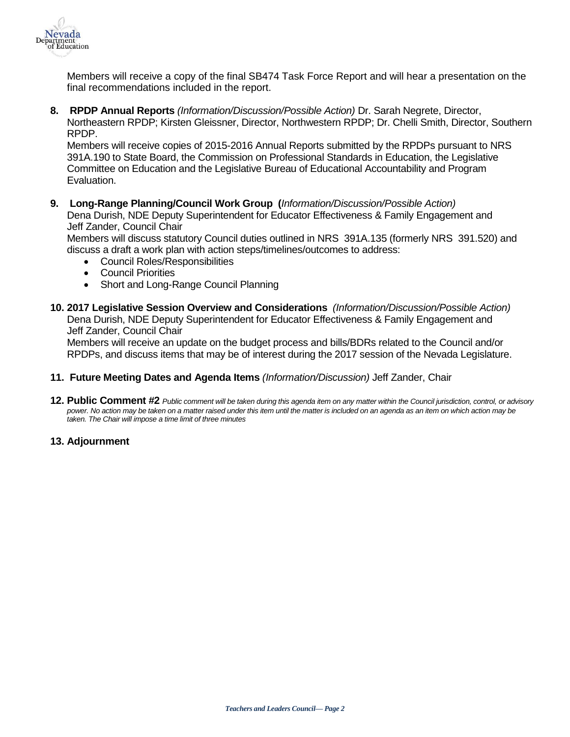Members will receive a copy of the final SB474 Task Force Report and will hear a presentation on the final recommendations included in the report.

**8. RPDP Annual Reports** *(Information/Discussion/Possible Action)* Dr. Sarah Negrete, Director, Northeastern RPDP; Kirsten Gleissner, Director, Northwestern RPDP; Dr. Chelli Smith, Director, Southern RPDP.
Members will receive copies of 2015-2016 Annual Reports submitted by the RPDPs pursuant to NRS 391A.190 to State Board, the Commission on Professional Standards in Education, the Legislative Committee on Education and the Legislative Bureau of Educational Accountability and Program Evaluation.

**9. Long-Range Planning/Council Work Group (***Information/Discussion/Possible Action)*
Dena Durish, NDE Deputy Superintendent for Educator Effectiveness & Family Engagement and Jeff Zander, Council Chair
Members will discuss statutory Council duties outlined in NRS 391A.135 (formerly NRS 391.520) and discuss a draft a work plan with action steps/timelines/outcomes to address:

- Council Roles/Responsibilities
- Council Priorities
- Short and Long-Range Council Planning

**10. 2017 Legislative Session Overview and Considerations** *(Information/Discussion/Possible Action)*
Dena Durish, NDE Deputy Superintendent for Educator Effectiveness & Family Engagement and Jeff Zander, Council Chair
Members will receive an update on the budget process and bills/BDRs related to the Council and/or RPDPs, and discuss items that may be of interest during the 2017 session of the Nevada Legislature.

**11. Future Meeting Dates and Agenda Items** *(Information/Discussion)* Jeff Zander, Chair

**12. Public Comment #2** *Public comment will be taken during this agenda item on any matter within the Council jurisdiction, control, or advisory power. No action may be taken on a matter raised under this item until the matter is included on an agenda as an item on which action may be taken. The Chair will impose a time limit of three minutes*

**13. Adjournment**